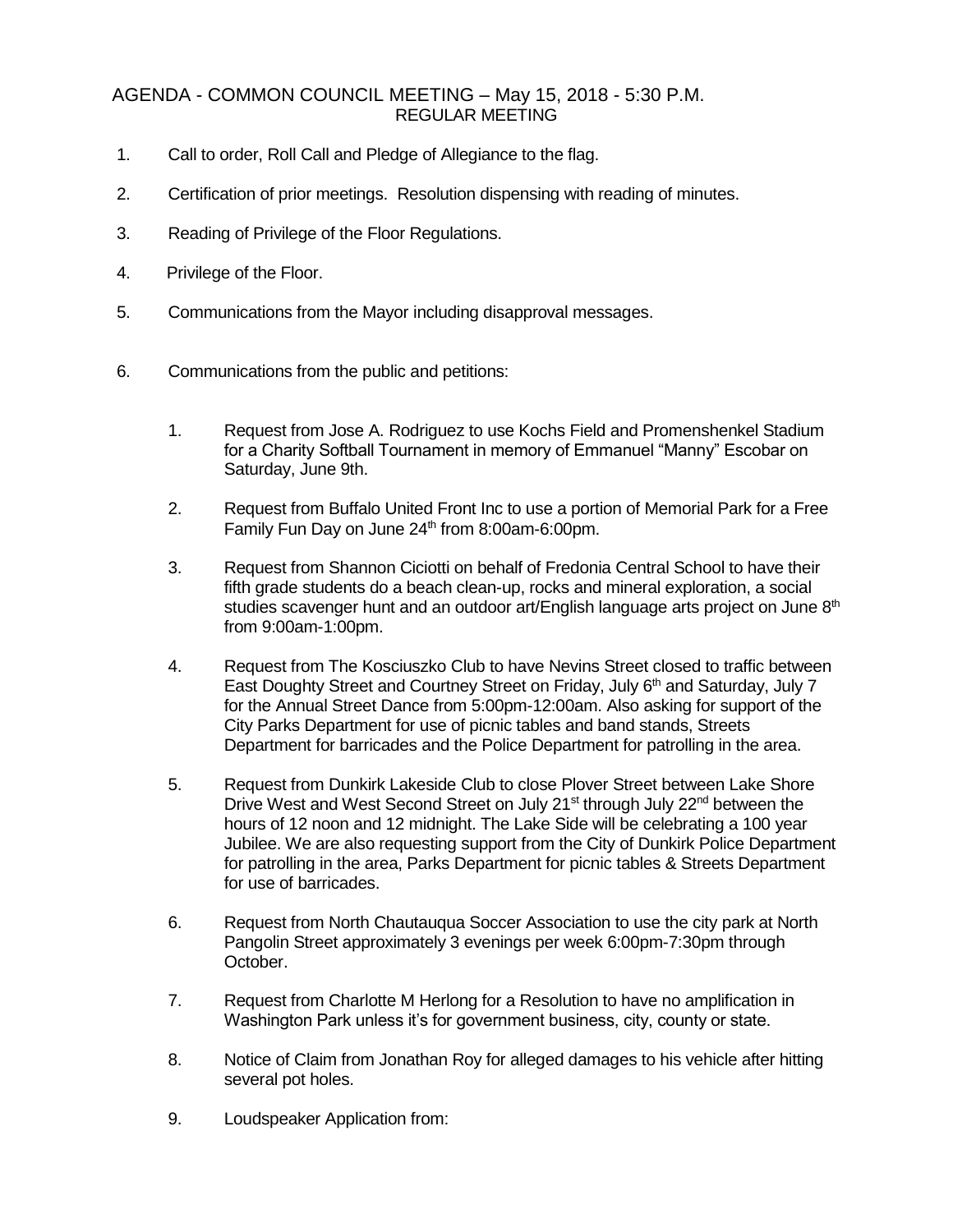# AGENDA - COMMON COUNCIL MEETING – May 15, 2018 - 5:30 P.M.
## REGULAR MEETING

1. Call to order, Roll Call and Pledge of Allegiance to the flag.

2. Certification of prior meetings. Resolution dispensing with reading of minutes.

3. Reading of Privilege of the Floor Regulations.

4. Privilege of the Floor.

5. Communications from the Mayor including disapproval messages.

6. Communications from the public and petitions:

   1. Request from Jose A. Rodriguez to use Kochs Field and Promenshenkel Stadium for a Charity Softball Tournament in memory of Emmanuel "Manny" Escobar on Saturday, June 9th.

   2. Request from Buffalo United Front Inc to use a portion of Memorial Park for a Free Family Fun Day on June 24th from 8:00am-6:00pm.

   3. Request from Shannon Ciciotti on behalf of Fredonia Central School to have their fifth grade students do a beach clean-up, rocks and mineral exploration, a social studies scavenger hunt and an outdoor art/English language arts project on June 8th from 9:00am-1:00pm.

   4. Request from The Kosciuszko Club to have Nevins Street closed to traffic between East Doughty Street and Courtney Street on Friday, July 6th and Saturday, July 7 for the Annual Street Dance from 5:00pm-12:00am. Also asking for support of the City Parks Department for use of picnic tables and band stands, Streets Department for barricades and the Police Department for patrolling in the area.

   5. Request from Dunkirk Lakeside Club to close Plover Street between Lake Shore Drive West and West Second Street on July 21st through July 22nd between the hours of 12 noon and 12 midnight. The Lake Side will be celebrating a 100 year Jubilee. We are also requesting support from the City of Dunkirk Police Department for patrolling in the area, Parks Department for picnic tables & Streets Department for use of barricades.

   6. Request from North Chautauqua Soccer Association to use the city park at North Pangolin Street approximately 3 evenings per week 6:00pm-7:30pm through October.

   7. Request from Charlotte M Herlong for a Resolution to have no amplification in Washington Park unless it's for government business, city, county or state.

   8. Notice of Claim from Jonathan Roy for alleged damages to his vehicle after hitting several pot holes.

   9. Loudspeaker Application from: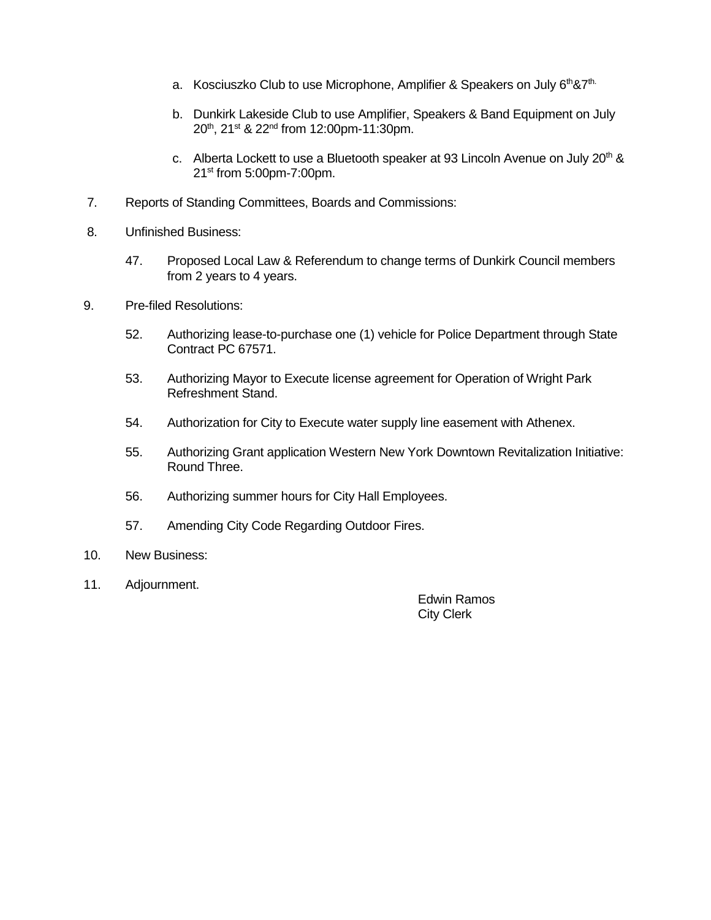a. Kosciuszko Club to use Microphone, Amplifier & Speakers on July 6th&7th.

b. Dunkirk Lakeside Club to use Amplifier, Speakers & Band Equipment on July 20th, 21st & 22nd from 12:00pm-11:30pm.

c. Alberta Lockett to use a Bluetooth speaker at 93 Lincoln Avenue on July 20th & 21st from 5:00pm-7:00pm.

7. Reports of Standing Committees, Boards and Commissions:

8. Unfinished Business:

   47. Proposed Local Law & Referendum to change terms of Dunkirk Council members from 2 years to 4 years.

9. Pre-filed Resolutions:

   52. Authorizing lease-to-purchase one (1) vehicle for Police Department through State Contract PC 67571.

   53. Authorizing Mayor to Execute license agreement for Operation of Wright Park Refreshment Stand.

   54. Authorization for City to Execute water supply line easement with Athenex.

   55. Authorizing Grant application Western New York Downtown Revitalization Initiative: Round Three.

   56. Authorizing summer hours for City Hall Employees.

   57. Amending City Code Regarding Outdoor Fires.

10. New Business:

11. Adjournment.

Edwin Ramos
City Clerk